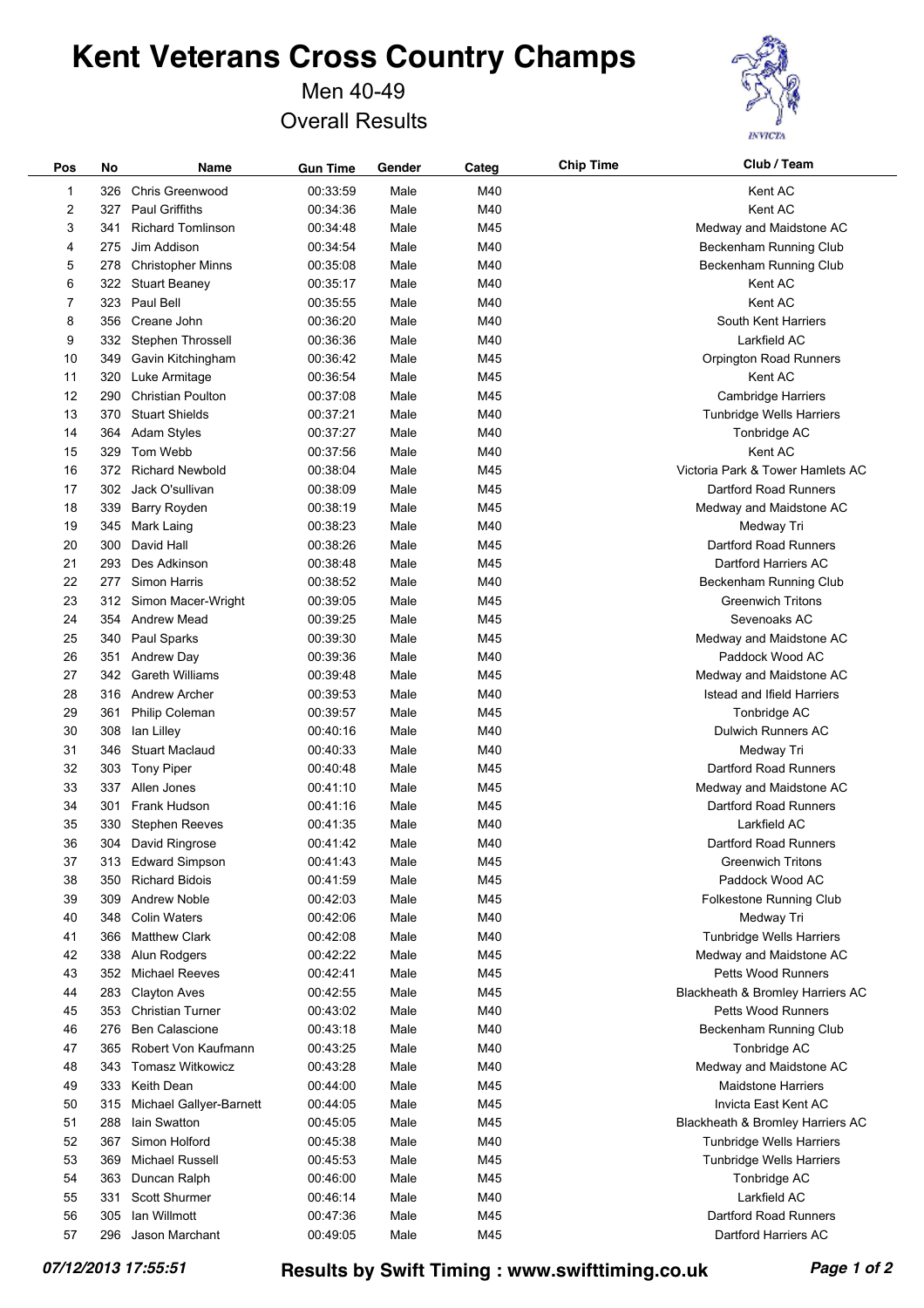# Kent Veterans Cross Country Champs

## Men 40-49

## Overall Results

| Pos | No | Name | Gun Time | Gender | Categ | Chip Time | Club / Team |
|---|---|---|---|---|---|---|---|
| 1 | 326 | Chris Greenwood | 00:33:59 | Male | M40 | | Kent AC |
| 2 | 327 | Paul Griffiths | 00:34:36 | Male | M40 | | Kent AC |
| 3 | 341 | Richard Tomlinson | 00:34:48 | Male | M45 | | Medway and Maidstone AC |
| 4 | 275 | Jim Addison | 00:34:54 | Male | M40 | | Beckenham Running Club |
| 5 | 278 | Christopher Minns | 00:35:08 | Male | M40 | | Beckenham Running Club |
| 6 | 322 | Stuart Beaney | 00:35:17 | Male | M40 | | Kent AC |
| 7 | 323 | Paul Bell | 00:35:55 | Male | M40 | | Kent AC |
| 8 | 356 | Creane John | 00:36:20 | Male | M40 | | South Kent Harriers |
| 9 | 332 | Stephen Throssell | 00:36:36 | Male | M40 | | Larkfield AC |
| 10 | 349 | Gavin Kitchingham | 00:36:42 | Male | M45 | | Orpington Road Runners |
| 11 | 320 | Luke Armitage | 00:36:54 | Male | M45 | | Kent AC |
| 12 | 290 | Christian Poulton | 00:37:08 | Male | M45 | | Cambridge Harriers |
| 13 | 370 | Stuart Shields | 00:37:21 | Male | M40 | | Tunbridge Wells Harriers |
| 14 | 364 | Adam Styles | 00:37:27 | Male | M40 | | Tonbridge AC |
| 15 | 329 | Tom Webb | 00:37:56 | Male | M40 | | Kent AC |
| 16 | 372 | Richard Newbold | 00:38:04 | Male | M45 | | Victoria Park & Tower Hamlets AC |
| 17 | 302 | Jack O'sullivan | 00:38:09 | Male | M45 | | Dartford Road Runners |
| 18 | 339 | Barry Royden | 00:38:19 | Male | M45 | | Medway and Maidstone AC |
| 19 | 345 | Mark Laing | 00:38:23 | Male | M40 | | Medway Tri |
| 20 | 300 | David Hall | 00:38:26 | Male | M45 | | Dartford Road Runners |
| 21 | 293 | Des Adkinson | 00:38:48 | Male | M45 | | Dartford Harriers AC |
| 22 | 277 | Simon Harris | 00:38:52 | Male | M40 | | Beckenham Running Club |
| 23 | 312 | Simon Macer-Wright | 00:39:05 | Male | M45 | | Greenwich Tritons |
| 24 | 354 | Andrew Mead | 00:39:25 | Male | M45 | | Sevenoaks AC |
| 25 | 340 | Paul Sparks | 00:39:30 | Male | M45 | | Medway and Maidstone AC |
| 26 | 351 | Andrew Day | 00:39:36 | Male | M40 | | Paddock Wood AC |
| 27 | 342 | Gareth Williams | 00:39:48 | Male | M45 | | Medway and Maidstone AC |
| 28 | 316 | Andrew Archer | 00:39:53 | Male | M40 | | Istead and Ifield Harriers |
| 29 | 361 | Philip Coleman | 00:39:57 | Male | M45 | | Tonbridge AC |
| 30 | 308 | Ian Lilley | 00:40:16 | Male | M40 | | Dulwich Runners AC |
| 31 | 346 | Stuart Maclaud | 00:40:33 | Male | M40 | | Medway Tri |
| 32 | 303 | Tony Piper | 00:40:48 | Male | M45 | | Dartford Road Runners |
| 33 | 337 | Allen Jones | 00:41:10 | Male | M45 | | Medway and Maidstone AC |
| 34 | 301 | Frank Hudson | 00:41:16 | Male | M45 | | Dartford Road Runners |
| 35 | 330 | Stephen Reeves | 00:41:35 | Male | M40 | | Larkfield AC |
| 36 | 304 | David Ringrose | 00:41:42 | Male | M40 | | Dartford Road Runners |
| 37 | 313 | Edward Simpson | 00:41:43 | Male | M45 | | Greenwich Tritons |
| 38 | 350 | Richard Bidois | 00:41:59 | Male | M45 | | Paddock Wood AC |
| 39 | 309 | Andrew Noble | 00:42:03 | Male | M45 | | Folkestone Running Club |
| 40 | 348 | Colin Waters | 00:42:06 | Male | M40 | | Medway Tri |
| 41 | 366 | Matthew Clark | 00:42:08 | Male | M40 | | Tunbridge Wells Harriers |
| 42 | 338 | Alun Rodgers | 00:42:22 | Male | M45 | | Medway and Maidstone AC |
| 43 | 352 | Michael Reeves | 00:42:41 | Male | M45 | | Petts Wood Runners |
| 44 | 283 | Clayton Aves | 00:42:55 | Male | M45 | | Blackheath & Bromley Harriers AC |
| 45 | 353 | Christian Turner | 00:43:02 | Male | M40 | | Petts Wood Runners |
| 46 | 276 | Ben Calascione | 00:43:18 | Male | M40 | | Beckenham Running Club |
| 47 | 365 | Robert Von Kaufmann | 00:43:25 | Male | M40 | | Tonbridge AC |
| 48 | 343 | Tomasz Witkowicz | 00:43:28 | Male | M40 | | Medway and Maidstone AC |
| 49 | 333 | Keith Dean | 00:44:00 | Male | M45 | | Maidstone Harriers |
| 50 | 315 | Michael Gallyer-Barnett | 00:44:05 | Male | M45 | | Invicta East Kent AC |
| 51 | 288 | Iain Swatton | 00:45:05 | Male | M45 | | Blackheath & Bromley Harriers AC |
| 52 | 367 | Simon Holford | 00:45:38 | Male | M40 | | Tunbridge Wells Harriers |
| 53 | 369 | Michael Russell | 00:45:53 | Male | M45 | | Tunbridge Wells Harriers |
| 54 | 363 | Duncan Ralph | 00:46:00 | Male | M45 | | Tonbridge AC |
| 55 | 331 | Scott Shurmer | 00:46:14 | Male | M40 | | Larkfield AC |
| 56 | 305 | Ian Willmott | 00:47:36 | Male | M45 | | Dartford Road Runners |
| 57 | 296 | Jason Marchant | 00:49:05 | Male | M45 | | Dartford Harriers AC |

*07/12/2013 17:55:51* **Results by Swift Timing : www.swifttiming.co.uk**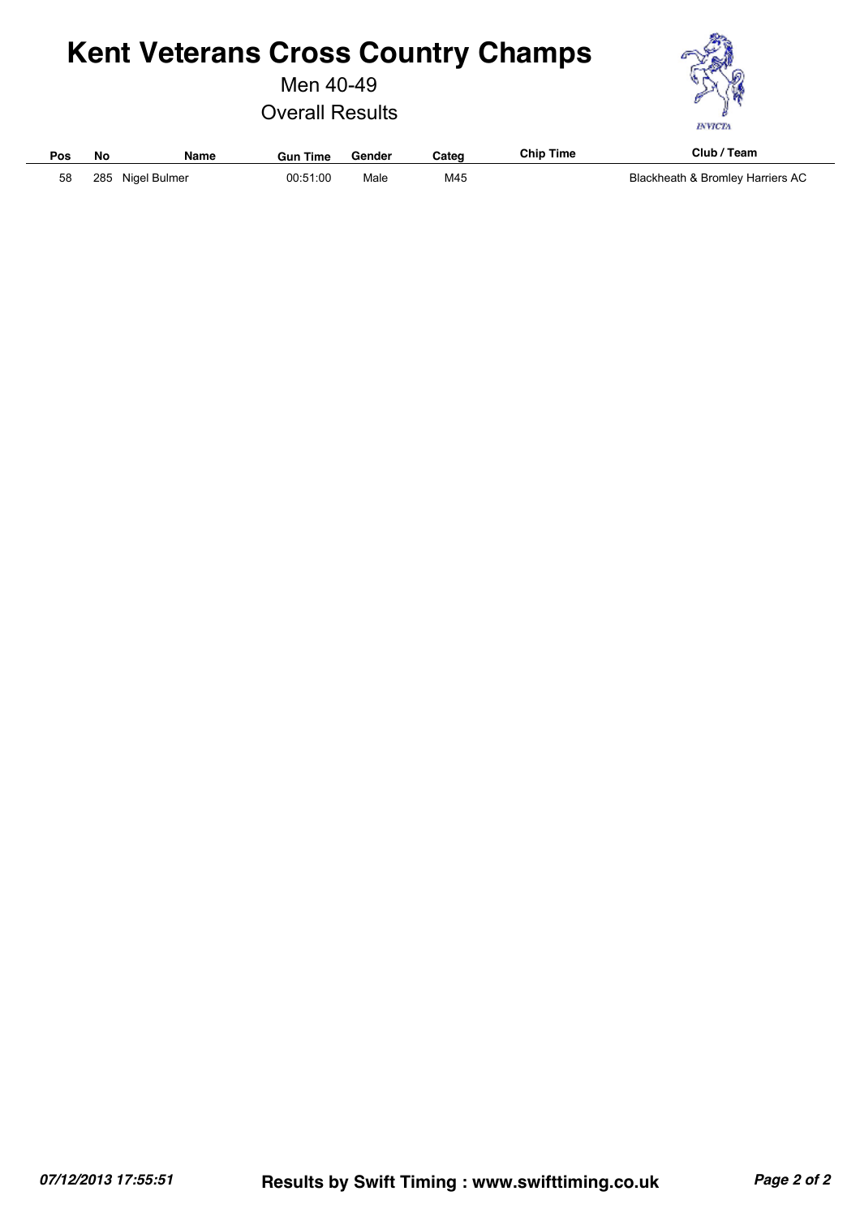# Kent Veterans Cross Country Champs

Men 40-49

Overall Results

| Pos | No | Name | Gun Time | Gender | Categ | Chip Time | Club / Team |
|---|---|---|---|---|---|---|---|
| 58 | 285 | Nigel Bulmer | 00:51:00 | Male | M45 | | Blackheath & Bromley Harriers AC |

*07/12/2013 17:55:51* **Results by Swift Timing : www.swifttiming.co.uk**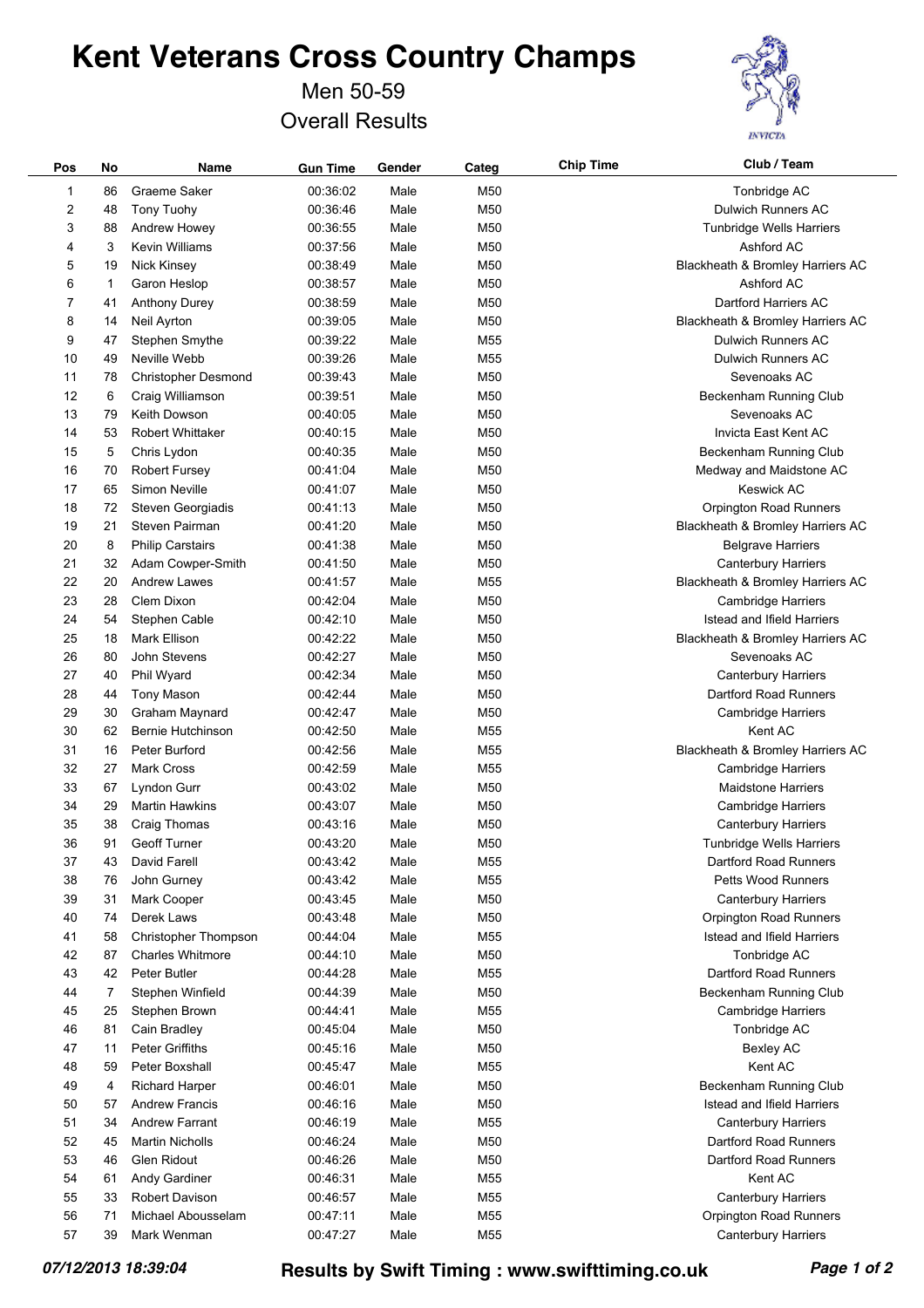# Kent Veterans Cross Country Champs

## Men 50-59

## Overall Results

INVICTA

| Pos | No | Name | Gun Time | Gender | Categ | Chip Time | Club / Team |
|---|---|---|---|---|---|---|---|
| 1 | 86 | Graeme Saker | 00:36:02 | Male | M50 | | Tonbridge AC |
| 2 | 48 | Tony Tuohy | 00:36:46 | Male | M50 | | Dulwich Runners AC |
| 3 | 88 | Andrew Howey | 00:36:55 | Male | M50 | | Tunbridge Wells Harriers |
| 4 | 3 | Kevin Williams | 00:37:56 | Male | M50 | | Ashford AC |
| 5 | 19 | Nick Kinsey | 00:38:49 | Male | M50 | | Blackheath & Bromley Harriers AC |
| 6 | 1 | Garon Heslop | 00:38:57 | Male | M50 | | Ashford AC |
| 7 | 41 | Anthony Durey | 00:38:59 | Male | M50 | | Dartford Harriers AC |
| 8 | 14 | Neil Ayrton | 00:39:05 | Male | M50 | | Blackheath & Bromley Harriers AC |
| 9 | 47 | Stephen Smythe | 00:39:22 | Male | M55 | | Dulwich Runners AC |
| 10 | 49 | Neville Webb | 00:39:26 | Male | M55 | | Dulwich Runners AC |
| 11 | 78 | Christopher Desmond | 00:39:43 | Male | M50 | | Sevenoaks AC |
| 12 | 6 | Craig Williamson | 00:39:51 | Male | M50 | | Beckenham Running Club |
| 13 | 79 | Keith Dowson | 00:40:05 | Male | M50 | | Sevenoaks AC |
| 14 | 53 | Robert Whittaker | 00:40:15 | Male | M50 | | Invicta East Kent AC |
| 15 | 5 | Chris Lydon | 00:40:35 | Male | M50 | | Beckenham Running Club |
| 16 | 70 | Robert Fursey | 00:41:04 | Male | M50 | | Medway and Maidstone AC |
| 17 | 65 | Simon Neville | 00:41:07 | Male | M50 | | Keswick AC |
| 18 | 72 | Steven Georgiadis | 00:41:13 | Male | M50 | | Orpington Road Runners |
| 19 | 21 | Steven Pairman | 00:41:20 | Male | M50 | | Blackheath & Bromley Harriers AC |
| 20 | 8 | Philip Carstairs | 00:41:38 | Male | M50 | | Belgrave Harriers |
| 21 | 32 | Adam Cowper-Smith | 00:41:50 | Male | M50 | | Canterbury Harriers |
| 22 | 20 | Andrew Lawes | 00:41:57 | Male | M55 | | Blackheath & Bromley Harriers AC |
| 23 | 28 | Clem Dixon | 00:42:04 | Male | M50 | | Cambridge Harriers |
| 24 | 54 | Stephen Cable | 00:42:10 | Male | M50 | | Istead and Ifield Harriers |
| 25 | 18 | Mark Ellison | 00:42:22 | Male | M50 | | Blackheath & Bromley Harriers AC |
| 26 | 80 | John Stevens | 00:42:27 | Male | M50 | | Sevenoaks AC |
| 27 | 40 | Phil Wyard | 00:42:34 | Male | M50 | | Canterbury Harriers |
| 28 | 44 | Tony Mason | 00:42:44 | Male | M50 | | Dartford Road Runners |
| 29 | 30 | Graham Maynard | 00:42:47 | Male | M50 | | Cambridge Harriers |
| 30 | 62 | Bernie Hutchinson | 00:42:50 | Male | M55 | | Kent AC |
| 31 | 16 | Peter Burford | 00:42:56 | Male | M55 | | Blackheath & Bromley Harriers AC |
| 32 | 27 | Mark Cross | 00:42:59 | Male | M55 | | Cambridge Harriers |
| 33 | 67 | Lyndon Gurr | 00:43:02 | Male | M50 | | Maidstone Harriers |
| 34 | 29 | Martin Hawkins | 00:43:07 | Male | M50 | | Cambridge Harriers |
| 35 | 38 | Craig Thomas | 00:43:16 | Male | M50 | | Canterbury Harriers |
| 36 | 91 | Geoff Turner | 00:43:20 | Male | M50 | | Tunbridge Wells Harriers |
| 37 | 43 | David Farell | 00:43:42 | Male | M55 | | Dartford Road Runners |
| 38 | 76 | John Gurney | 00:43:42 | Male | M55 | | Petts Wood Runners |
| 39 | 31 | Mark Cooper | 00:43:45 | Male | M50 | | Canterbury Harriers |
| 40 | 74 | Derek Laws | 00:43:48 | Male | M50 | | Orpington Road Runners |
| 41 | 58 | Christopher Thompson | 00:44:04 | Male | M55 | | Istead and Ifield Harriers |
| 42 | 87 | Charles Whitmore | 00:44:10 | Male | M50 | | Tonbridge AC |
| 43 | 42 | Peter Butler | 00:44:28 | Male | M55 | | Dartford Road Runners |
| 44 | 7 | Stephen Winfield | 00:44:39 | Male | M50 | | Beckenham Running Club |
| 45 | 25 | Stephen Brown | 00:44:41 | Male | M55 | | Cambridge Harriers |
| 46 | 81 | Cain Bradley | 00:45:04 | Male | M50 | | Tonbridge AC |
| 47 | 11 | Peter Griffiths | 00:45:16 | Male | M50 | | Bexley AC |
| 48 | 59 | Peter Boxshall | 00:45:47 | Male | M55 | | Kent AC |
| 49 | 4 | Richard Harper | 00:46:01 | Male | M50 | | Beckenham Running Club |
| 50 | 57 | Andrew Francis | 00:46:16 | Male | M50 | | Istead and Ifield Harriers |
| 51 | 34 | Andrew Farrant | 00:46:19 | Male | M55 | | Canterbury Harriers |
| 52 | 45 | Martin Nicholls | 00:46:24 | Male | M50 | | Dartford Road Runners |
| 53 | 46 | Glen Ridout | 00:46:26 | Male | M50 | | Dartford Road Runners |
| 54 | 61 | Andy Gardiner | 00:46:31 | Male | M55 | | Kent AC |
| 55 | 33 | Robert Davison | 00:46:57 | Male | M55 | | Canterbury Harriers |
| 56 | 71 | Michael Abousselam | 00:47:11 | Male | M55 | | Orpington Road Runners |
| 57 | 39 | Mark Wenman | 00:47:27 | Male | M55 | | Canterbury Harriers |

*07/12/2013 18:39:04* **Results by Swift Timing : www.swifttiming.co.uk**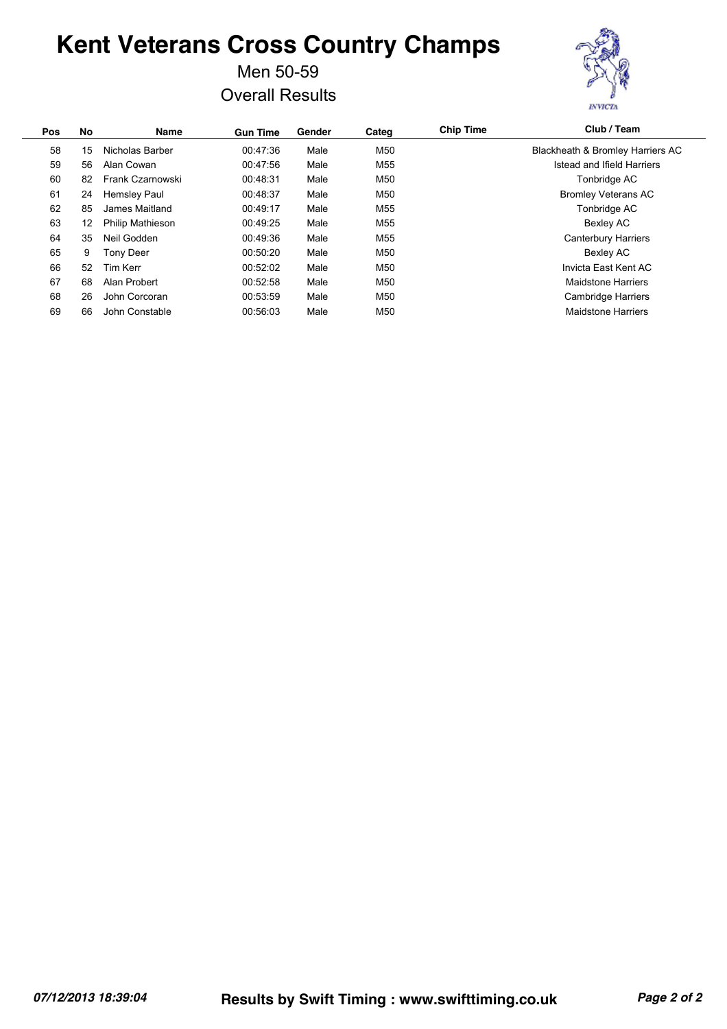# Kent Veterans Cross Country Champs

Men 50-59

Overall Results

| Pos | No | Name | Gun Time | Gender | Categ | Chip Time | Club / Team |
|---|---|---|---|---|---|---|---|
| 58 | 15 | Nicholas Barber | 00:47:36 | Male | M50 | | Blackheath & Bromley Harriers AC |
| 59 | 56 | Alan Cowan | 00:47:56 | Male | M55 | | Istead and Ifield Harriers |
| 60 | 82 | Frank Czarnowski | 00:48:31 | Male | M50 | | Tonbridge AC |
| 61 | 24 | Hemsley Paul | 00:48:37 | Male | M50 | | Bromley Veterans AC |
| 62 | 85 | James Maitland | 00:49:17 | Male | M55 | | Tonbridge AC |
| 63 | 12 | Philip Mathieson | 00:49:25 | Male | M55 | | Bexley AC |
| 64 | 35 | Neil Godden | 00:49:36 | Male | M55 | | Canterbury Harriers |
| 65 | 9 | Tony Deer | 00:50:20 | Male | M50 | | Bexley AC |
| 66 | 52 | Tim Kerr | 00:52:02 | Male | M50 | | Invicta East Kent AC |
| 67 | 68 | Alan Probert | 00:52:58 | Male | M50 | | Maidstone Harriers |
| 68 | 26 | John Corcoran | 00:53:59 | Male | M50 | | Cambridge Harriers |
| 69 | 66 | John Constable | 00:56:03 | Male | M50 | | Maidstone Harriers |

*07/12/2013 18:39:04* **Results by Swift Timing : www.swifttiming.co.uk**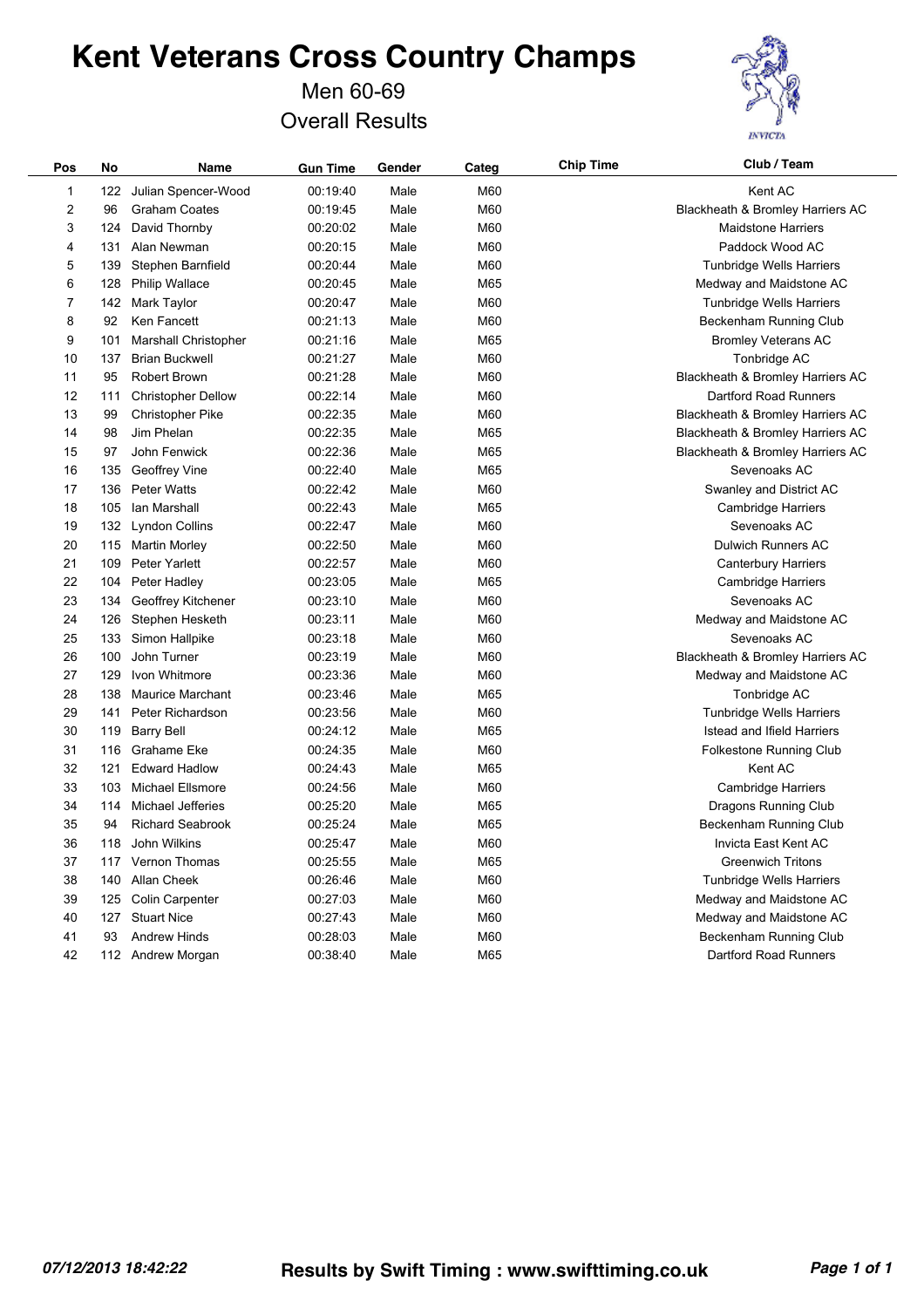# Kent Veterans Cross Country Champs

## Men 60-69

## Overall Results

| Pos | No | Name | Gun Time | Gender | Categ | Chip Time | Club / Team |
|---|---|---|---|---|---|---|---|
| 1 | 122 | Julian Spencer-Wood | 00:19:40 | Male | M60 | | Kent AC |
| 2 | 96 | Graham Coates | 00:19:45 | Male | M60 | | Blackheath & Bromley Harriers AC |
| 3 | 124 | David Thornby | 00:20:02 | Male | M60 | | Maidstone Harriers |
| 4 | 131 | Alan Newman | 00:20:15 | Male | M60 | | Paddock Wood AC |
| 5 | 139 | Stephen Barnfield | 00:20:44 | Male | M60 | | Tunbridge Wells Harriers |
| 6 | 128 | Philip Wallace | 00:20:45 | Male | M65 | | Medway and Maidstone AC |
| 7 | 142 | Mark Taylor | 00:20:47 | Male | M60 | | Tunbridge Wells Harriers |
| 8 | 92 | Ken Fancett | 00:21:13 | Male | M60 | | Beckenham Running Club |
| 9 | 101 | Marshall Christopher | 00:21:16 | Male | M65 | | Bromley Veterans AC |
| 10 | 137 | Brian Buckwell | 00:21:27 | Male | M60 | | Tonbridge AC |
| 11 | 95 | Robert Brown | 00:21:28 | Male | M60 | | Blackheath & Bromley Harriers AC |
| 12 | 111 | Christopher Dellow | 00:22:14 | Male | M60 | | Dartford Road Runners |
| 13 | 99 | Christopher Pike | 00:22:35 | Male | M60 | | Blackheath & Bromley Harriers AC |
| 14 | 98 | Jim Phelan | 00:22:35 | Male | M65 | | Blackheath & Bromley Harriers AC |
| 15 | 97 | John Fenwick | 00:22:36 | Male | M65 | | Blackheath & Bromley Harriers AC |
| 16 | 135 | Geoffrey Vine | 00:22:40 | Male | M65 | | Sevenoaks AC |
| 17 | 136 | Peter Watts | 00:22:42 | Male | M60 | | Swanley and District AC |
| 18 | 105 | Ian Marshall | 00:22:43 | Male | M65 | | Cambridge Harriers |
| 19 | 132 | Lyndon Collins | 00:22:47 | Male | M60 | | Sevenoaks AC |
| 20 | 115 | Martin Morley | 00:22:50 | Male | M60 | | Dulwich Runners AC |
| 21 | 109 | Peter Yarlett | 00:22:57 | Male | M60 | | Canterbury Harriers |
| 22 | 104 | Peter Hadley | 00:23:05 | Male | M65 | | Cambridge Harriers |
| 23 | 134 | Geoffrey Kitchener | 00:23:10 | Male | M60 | | Sevenoaks AC |
| 24 | 126 | Stephen Hesketh | 00:23:11 | Male | M60 | | Medway and Maidstone AC |
| 25 | 133 | Simon Hallpike | 00:23:18 | Male | M60 | | Sevenoaks AC |
| 26 | 100 | John Turner | 00:23:19 | Male | M60 | | Blackheath & Bromley Harriers AC |
| 27 | 129 | Ivon Whitmore | 00:23:36 | Male | M60 | | Medway and Maidstone AC |
| 28 | 138 | Maurice Marchant | 00:23:46 | Male | M65 | | Tonbridge AC |
| 29 | 141 | Peter Richardson | 00:23:56 | Male | M60 | | Tunbridge Wells Harriers |
| 30 | 119 | Barry Bell | 00:24:12 | Male | M65 | | Istead and Ifield Harriers |
| 31 | 116 | Grahame Eke | 00:24:35 | Male | M60 | | Folkestone Running Club |
| 32 | 121 | Edward Hadlow | 00:24:43 | Male | M65 | | Kent AC |
| 33 | 103 | Michael Ellsmore | 00:24:56 | Male | M60 | | Cambridge Harriers |
| 34 | 114 | Michael Jefferies | 00:25:20 | Male | M65 | | Dragons Running Club |
| 35 | 94 | Richard Seabrook | 00:25:24 | Male | M65 | | Beckenham Running Club |
| 36 | 118 | John Wilkins | 00:25:47 | Male | M60 | | Invicta East Kent AC |
| 37 | 117 | Vernon Thomas | 00:25:55 | Male | M65 | | Greenwich Tritons |
| 38 | 140 | Allan Cheek | 00:26:46 | Male | M60 | | Tunbridge Wells Harriers |
| 39 | 125 | Colin Carpenter | 00:27:03 | Male | M60 | | Medway and Maidstone AC |
| 40 | 127 | Stuart Nice | 00:27:43 | Male | M60 | | Medway and Maidstone AC |
| 41 | 93 | Andrew Hinds | 00:28:03 | Male | M60 | | Beckenham Running Club |
| 42 | 112 | Andrew Morgan | 00:38:40 | Male | M65 | | Dartford Road Runners |

*07/12/2013 18:42:22* **Results by Swift Timing : www.swifttiming.co.uk**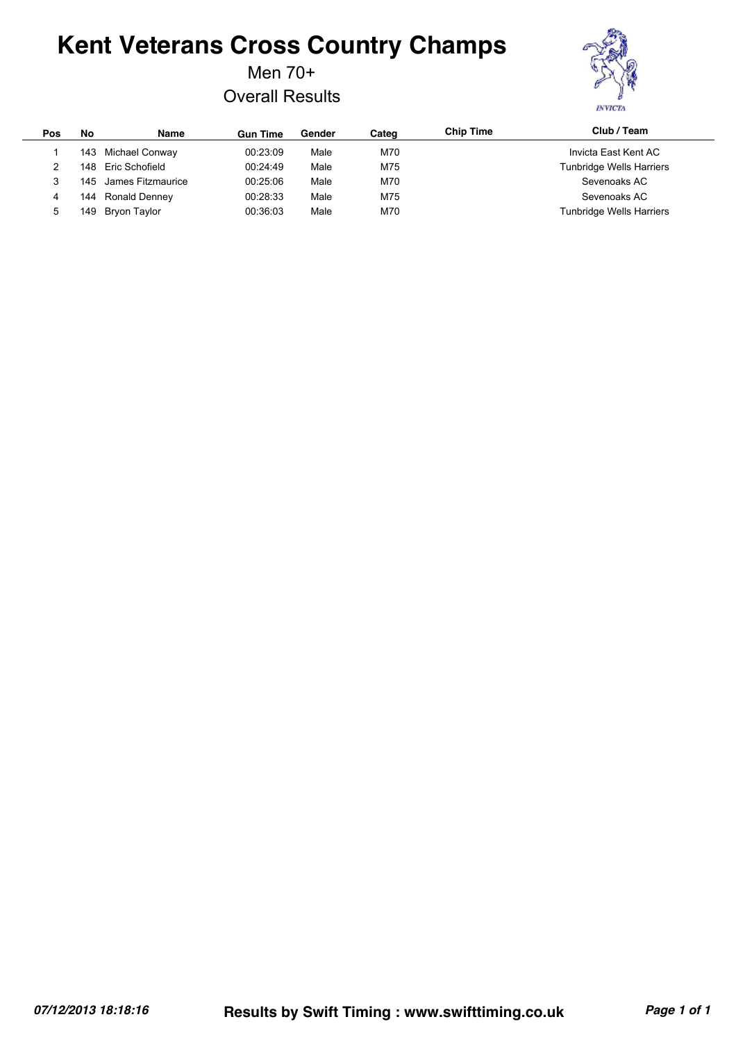# Kent Veterans Cross Country Champs

Men 70+

Overall Results

| Pos | No | Name | Gun Time | Gender | Categ | Chip Time | Club / Team |
|---|---|---|---|---|---|---|---|
| 1 | 143 | Michael Conway | 00:23:09 | Male | M70 | | Invicta East Kent AC |
| 2 | 148 | Eric Schofield | 00:24:49 | Male | M75 | | Tunbridge Wells Harriers |
| 3 | 145 | James Fitzmaurice | 00:25:06 | Male | M70 | | Sevenoaks AC |
| 4 | 144 | Ronald Denney | 00:28:33 | Male | M75 | | Sevenoaks AC |
| 5 | 149 | Bryon Taylor | 00:36:03 | Male | M70 | | Tunbridge Wells Harriers |

*07/12/2013 18:18:16* **Results by Swift Timing : www.swifttiming.co.uk**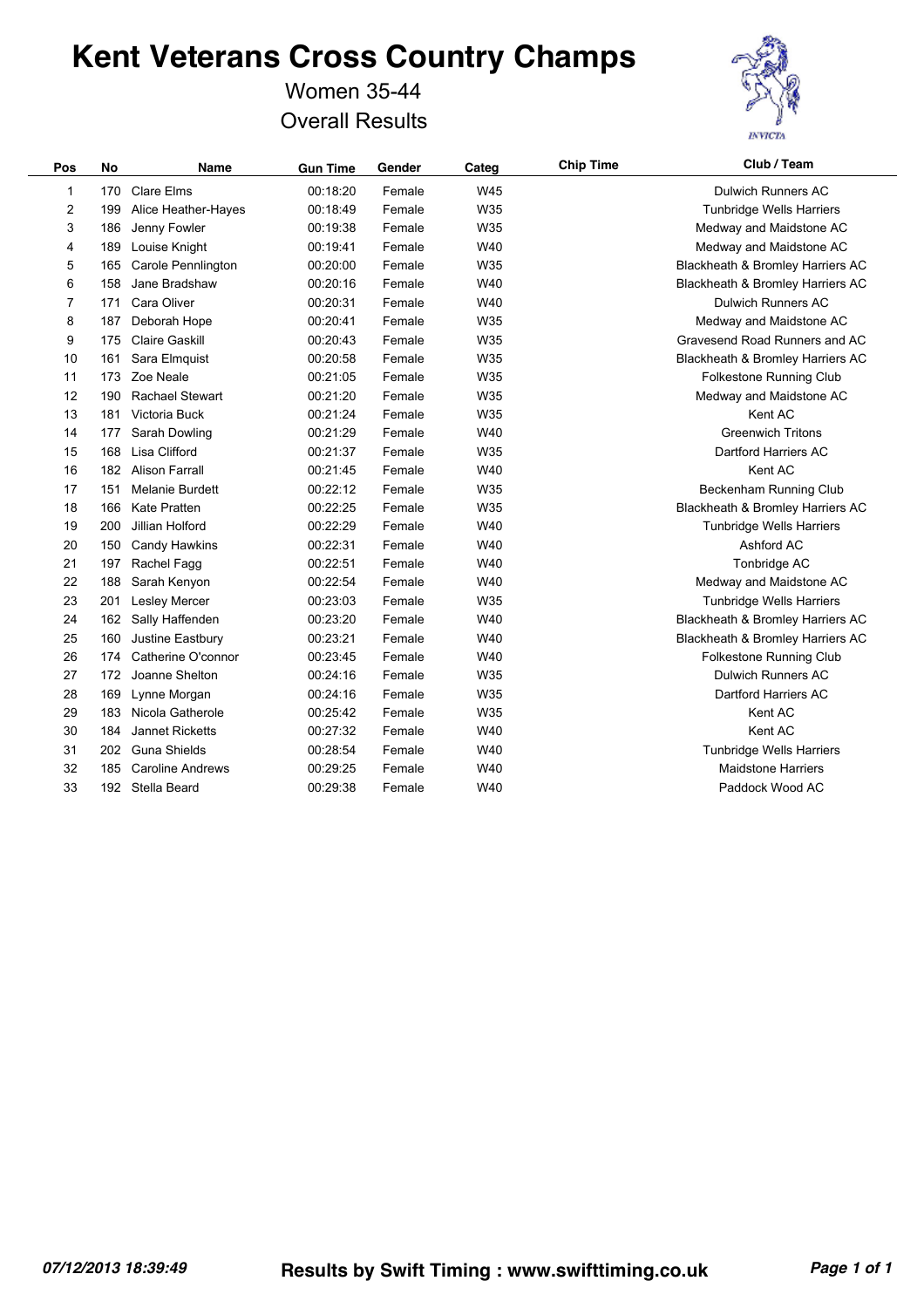# Kent Veterans Cross Country Champs

Women 35-44

Overall Results

| Pos | No | Name | Gun Time | Gender | Categ | Chip Time | Club / Team |
|---|---|---|---|---|---|---|---|
| 1 | 170 | Clare Elms | 00:18:20 | Female | W45 | | Dulwich Runners AC |
| 2 | 199 | Alice Heather-Hayes | 00:18:49 | Female | W35 | | Tunbridge Wells Harriers |
| 3 | 186 | Jenny Fowler | 00:19:38 | Female | W35 | | Medway and Maidstone AC |
| 4 | 189 | Louise Knight | 00:19:41 | Female | W40 | | Medway and Maidstone AC |
| 5 | 165 | Carole Pennlington | 00:20:00 | Female | W35 | | Blackheath & Bromley Harriers AC |
| 6 | 158 | Jane Bradshaw | 00:20:16 | Female | W40 | | Blackheath & Bromley Harriers AC |
| 7 | 171 | Cara Oliver | 00:20:31 | Female | W40 | | Dulwich Runners AC |
| 8 | 187 | Deborah Hope | 00:20:41 | Female | W35 | | Medway and Maidstone AC |
| 9 | 175 | Claire Gaskill | 00:20:43 | Female | W35 | | Gravesend Road Runners and AC |
| 10 | 161 | Sara Elmquist | 00:20:58 | Female | W35 | | Blackheath & Bromley Harriers AC |
| 11 | 173 | Zoe Neale | 00:21:05 | Female | W35 | | Folkestone Running Club |
| 12 | 190 | Rachael Stewart | 00:21:20 | Female | W35 | | Medway and Maidstone AC |
| 13 | 181 | Victoria Buck | 00:21:24 | Female | W35 | | Kent AC |
| 14 | 177 | Sarah Dowling | 00:21:29 | Female | W40 | | Greenwich Tritons |
| 15 | 168 | Lisa Clifford | 00:21:37 | Female | W35 | | Dartford Harriers AC |
| 16 | 182 | Alison Farrall | 00:21:45 | Female | W40 | | Kent AC |
| 17 | 151 | Melanie Burdett | 00:22:12 | Female | W35 | | Beckenham Running Club |
| 18 | 166 | Kate Pratten | 00:22:25 | Female | W35 | | Blackheath & Bromley Harriers AC |
| 19 | 200 | Jillian Holford | 00:22:29 | Female | W40 | | Tunbridge Wells Harriers |
| 20 | 150 | Candy Hawkins | 00:22:31 | Female | W40 | | Ashford AC |
| 21 | 197 | Rachel Fagg | 00:22:51 | Female | W40 | | Tonbridge AC |
| 22 | 188 | Sarah Kenyon | 00:22:54 | Female | W40 | | Medway and Maidstone AC |
| 23 | 201 | Lesley Mercer | 00:23:03 | Female | W35 | | Tunbridge Wells Harriers |
| 24 | 162 | Sally Haffenden | 00:23:20 | Female | W40 | | Blackheath & Bromley Harriers AC |
| 25 | 160 | Justine Eastbury | 00:23:21 | Female | W40 | | Blackheath & Bromley Harriers AC |
| 26 | 174 | Catherine O'connor | 00:23:45 | Female | W40 | | Folkestone Running Club |
| 27 | 172 | Joanne Shelton | 00:24:16 | Female | W35 | | Dulwich Runners AC |
| 28 | 169 | Lynne Morgan | 00:24:16 | Female | W35 | | Dartford Harriers AC |
| 29 | 183 | Nicola Gatherole | 00:25:42 | Female | W35 | | Kent AC |
| 30 | 184 | Jannet Ricketts | 00:27:32 | Female | W40 | | Kent AC |
| 31 | 202 | Guna Shields | 00:28:54 | Female | W40 | | Tunbridge Wells Harriers |
| 32 | 185 | Caroline Andrews | 00:29:25 | Female | W40 | | Maidstone Harriers |
| 33 | 192 | Stella Beard | 00:29:38 | Female | W40 | | Paddock Wood AC |

*07/12/2013 18:39:49* **Results by Swift Timing : www.swifttiming.co.uk**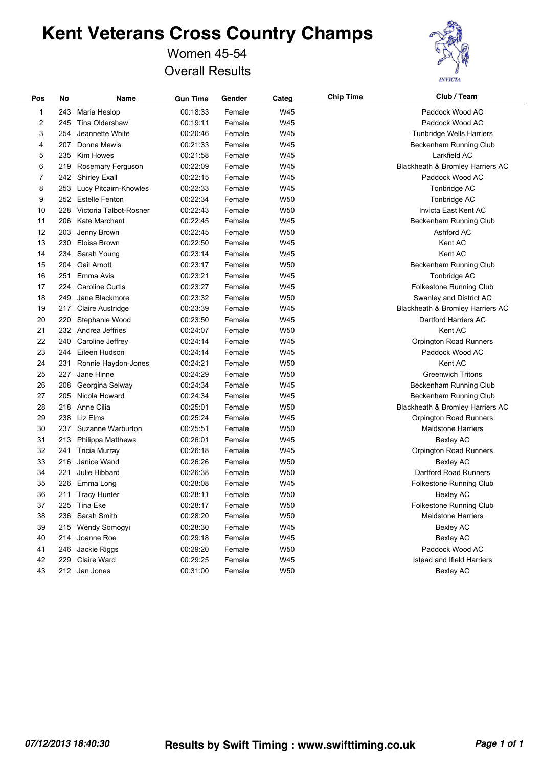# Kent Veterans Cross Country Champs

## Women 45-54

## Overall Results

| Pos | No | Name | Gun Time | Gender | Categ | Chip Time | Club / Team |
|---|---|---|---|---|---|---|---|
| 1 | 243 | Maria Heslop | 00:18:33 | Female | W45 | | Paddock Wood AC |
| 2 | 245 | Tina Oldershaw | 00:19:11 | Female | W45 | | Paddock Wood AC |
| 3 | 254 | Jeannette White | 00:20:46 | Female | W45 | | Tunbridge Wells Harriers |
| 4 | 207 | Donna Mewis | 00:21:33 | Female | W45 | | Beckenham Running Club |
| 5 | 235 | Kim Howes | 00:21:58 | Female | W45 | | Larkfield AC |
| 6 | 219 | Rosemary Ferguson | 00:22:09 | Female | W45 | | Blackheath & Bromley Harriers AC |
| 7 | 242 | Shirley Exall | 00:22:15 | Female | W45 | | Paddock Wood AC |
| 8 | 253 | Lucy Pitcairn-Knowles | 00:22:33 | Female | W45 | | Tonbridge AC |
| 9 | 252 | Estelle Fenton | 00:22:34 | Female | W50 | | Tonbridge AC |
| 10 | 228 | Victoria Talbot-Rosner | 00:22:43 | Female | W50 | | Invicta East Kent AC |
| 11 | 206 | Kate Marchant | 00:22:45 | Female | W45 | | Beckenham Running Club |
| 12 | 203 | Jenny Brown | 00:22:45 | Female | W50 | | Ashford AC |
| 13 | 230 | Eloisa Brown | 00:22:50 | Female | W45 | | Kent AC |
| 14 | 234 | Sarah Young | 00:23:14 | Female | W45 | | Kent AC |
| 15 | 204 | Gail Arnott | 00:23:17 | Female | W50 | | Beckenham Running Club |
| 16 | 251 | Emma Avis | 00:23:21 | Female | W45 | | Tonbridge AC |
| 17 | 224 | Caroline Curtis | 00:23:27 | Female | W45 | | Folkestone Running Club |
| 18 | 249 | Jane Blackmore | 00:23:32 | Female | W50 | | Swanley and District AC |
| 19 | 217 | Claire Austridge | 00:23:39 | Female | W45 | | Blackheath & Bromley Harriers AC |
| 20 | 220 | Stephanie Wood | 00:23:50 | Female | W45 | | Dartford Harriers AC |
| 21 | 232 | Andrea Jeffries | 00:24:07 | Female | W50 | | Kent AC |
| 22 | 240 | Caroline Jeffrey | 00:24:14 | Female | W45 | | Orpington Road Runners |
| 23 | 244 | Eileen Hudson | 00:24:14 | Female | W45 | | Paddock Wood AC |
| 24 | 231 | Ronnie Haydon-Jones | 00:24:21 | Female | W50 | | Kent AC |
| 25 | 227 | Jane Hinne | 00:24:29 | Female | W50 | | Greenwich Tritons |
| 26 | 208 | Georgina Selway | 00:24:34 | Female | W45 | | Beckenham Running Club |
| 27 | 205 | Nicola Howard | 00:24:34 | Female | W45 | | Beckenham Running Club |
| 28 | 218 | Anne Cilia | 00:25:01 | Female | W50 | | Blackheath & Bromley Harriers AC |
| 29 | 238 | Liz Elms | 00:25:24 | Female | W45 | | Orpington Road Runners |
| 30 | 237 | Suzanne Warburton | 00:25:51 | Female | W50 | | Maidstone Harriers |
| 31 | 213 | Philippa Matthews | 00:26:01 | Female | W45 | | Bexley AC |
| 32 | 241 | Tricia Murray | 00:26:18 | Female | W45 | | Orpington Road Runners |
| 33 | 216 | Janice Wand | 00:26:26 | Female | W50 | | Bexley AC |
| 34 | 221 | Julie Hibbard | 00:26:38 | Female | W50 | | Dartford Road Runners |
| 35 | 226 | Emma Long | 00:28:08 | Female | W45 | | Folkestone Running Club |
| 36 | 211 | Tracy Hunter | 00:28:11 | Female | W50 | | Bexley AC |
| 37 | 225 | Tina Eke | 00:28:17 | Female | W50 | | Folkestone Running Club |
| 38 | 236 | Sarah Smith | 00:28:20 | Female | W50 | | Maidstone Harriers |
| 39 | 215 | Wendy Somogyi | 00:28:30 | Female | W45 | | Bexley AC |
| 40 | 214 | Joanne Roe | 00:29:18 | Female | W45 | | Bexley AC |
| 41 | 246 | Jackie Riggs | 00:29:20 | Female | W50 | | Paddock Wood AC |
| 42 | 229 | Claire Ward | 00:29:25 | Female | W45 | | Istead and Ifield Harriers |
| 43 | 212 | Jan Jones | 00:31:00 | Female | W50 | | Bexley AC |

*07/12/2013 18:40:30* **Results by Swift Timing : www.swifttiming.co.uk**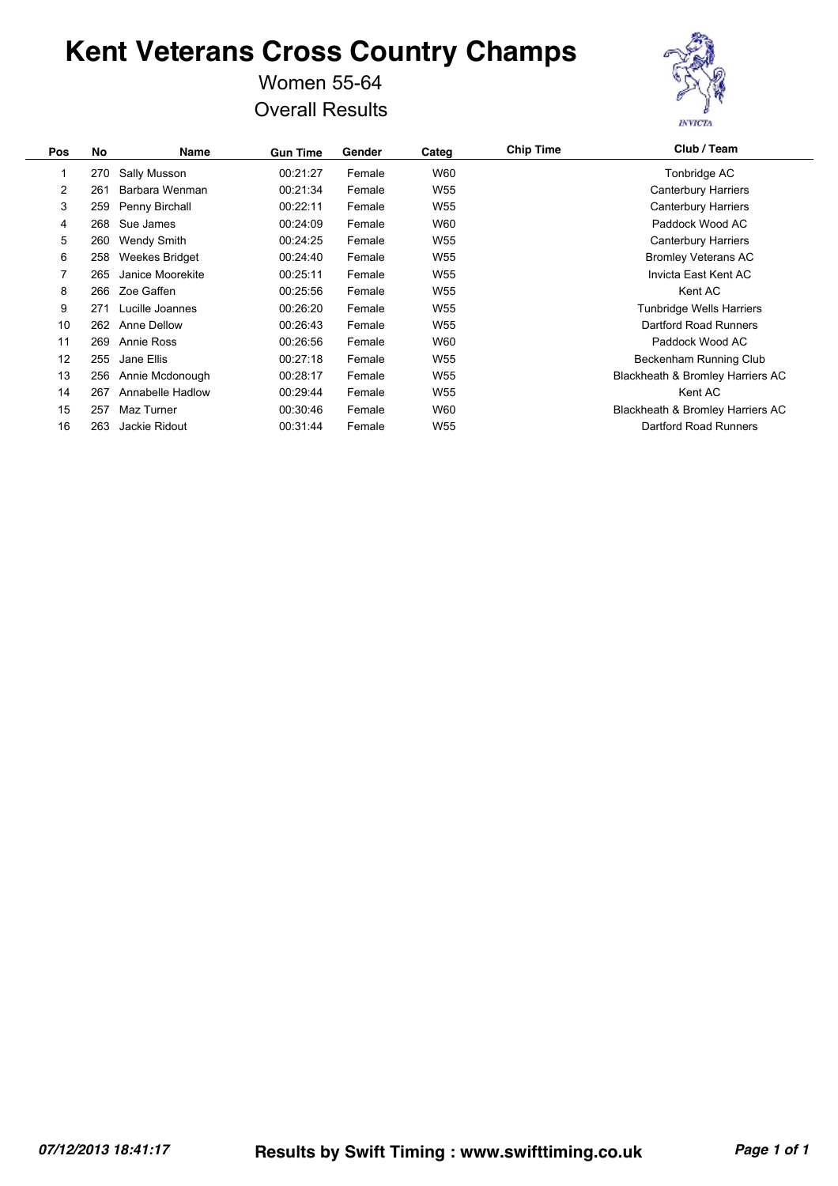# Kent Veterans Cross Country Champs

Women 55-64

Overall Results

| Pos | No | Name | Gun Time | Gender | Categ | Chip Time | Club / Team |
|---|---|---|---|---|---|---|---|
| 1 | 270 | Sally Musson | 00:21:27 | Female | W60 | | Tonbridge AC |
| 2 | 261 | Barbara Wenman | 00:21:34 | Female | W55 | | Canterbury Harriers |
| 3 | 259 | Penny Birchall | 00:22:11 | Female | W55 | | Canterbury Harriers |
| 4 | 268 | Sue James | 00:24:09 | Female | W60 | | Paddock Wood AC |
| 5 | 260 | Wendy Smith | 00:24:25 | Female | W55 | | Canterbury Harriers |
| 6 | 258 | Weekes Bridget | 00:24:40 | Female | W55 | | Bromley Veterans AC |
| 7 | 265 | Janice Moorekite | 00:25:11 | Female | W55 | | Invicta East Kent AC |
| 8 | 266 | Zoe Gaffen | 00:25:56 | Female | W55 | | Kent AC |
| 9 | 271 | Lucille Joannes | 00:26:20 | Female | W55 | | Tunbridge Wells Harriers |
| 10 | 262 | Anne Dellow | 00:26:43 | Female | W55 | | Dartford Road Runners |
| 11 | 269 | Annie Ross | 00:26:56 | Female | W60 | | Paddock Wood AC |
| 12 | 255 | Jane Ellis | 00:27:18 | Female | W55 | | Beckenham Running Club |
| 13 | 256 | Annie Mcdonough | 00:28:17 | Female | W55 | | Blackheath & Bromley Harriers AC |
| 14 | 267 | Annabelle Hadlow | 00:29:44 | Female | W55 | | Kent AC |
| 15 | 257 | Maz Turner | 00:30:46 | Female | W60 | | Blackheath & Bromley Harriers AC |
| 16 | 263 | Jackie Ridout | 00:31:44 | Female | W55 | | Dartford Road Runners |

*07/12/2013 18:41:17* **Results by Swift Timing : www.swifttiming.co.uk**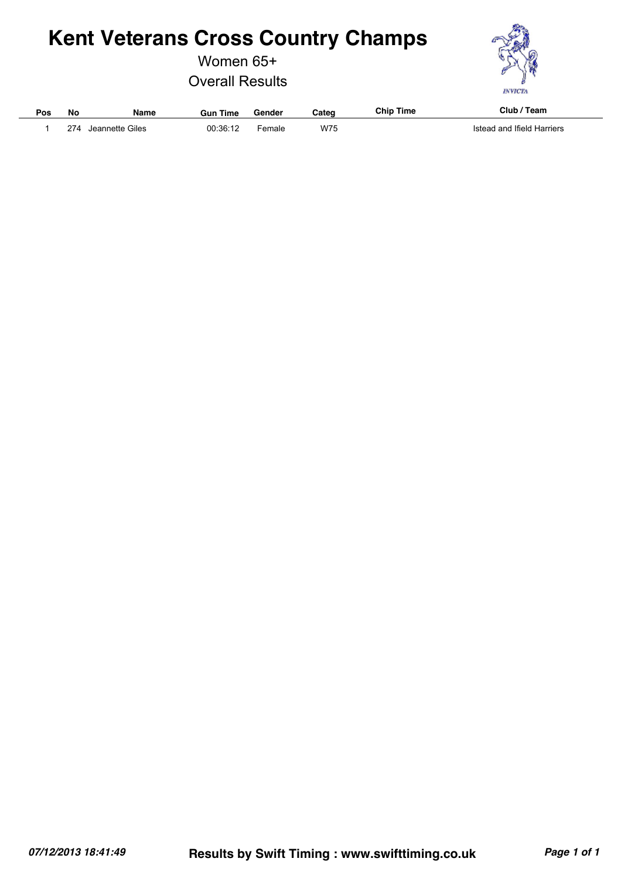# Kent Veterans Cross Country Champs

Women 65+

Overall Results

| Pos | No | Name | Gun Time | Gender | Categ | Chip Time | Club / Team |
|---|---|---|---|---|---|---|---|
| 1 | 274 | Jeannette Giles | 00:36:12 | Female | W75 | | Istead and Ifield Harriers |

*07/12/2013 18:41:49* **Results by Swift Timing : www.swifttiming.co.uk**